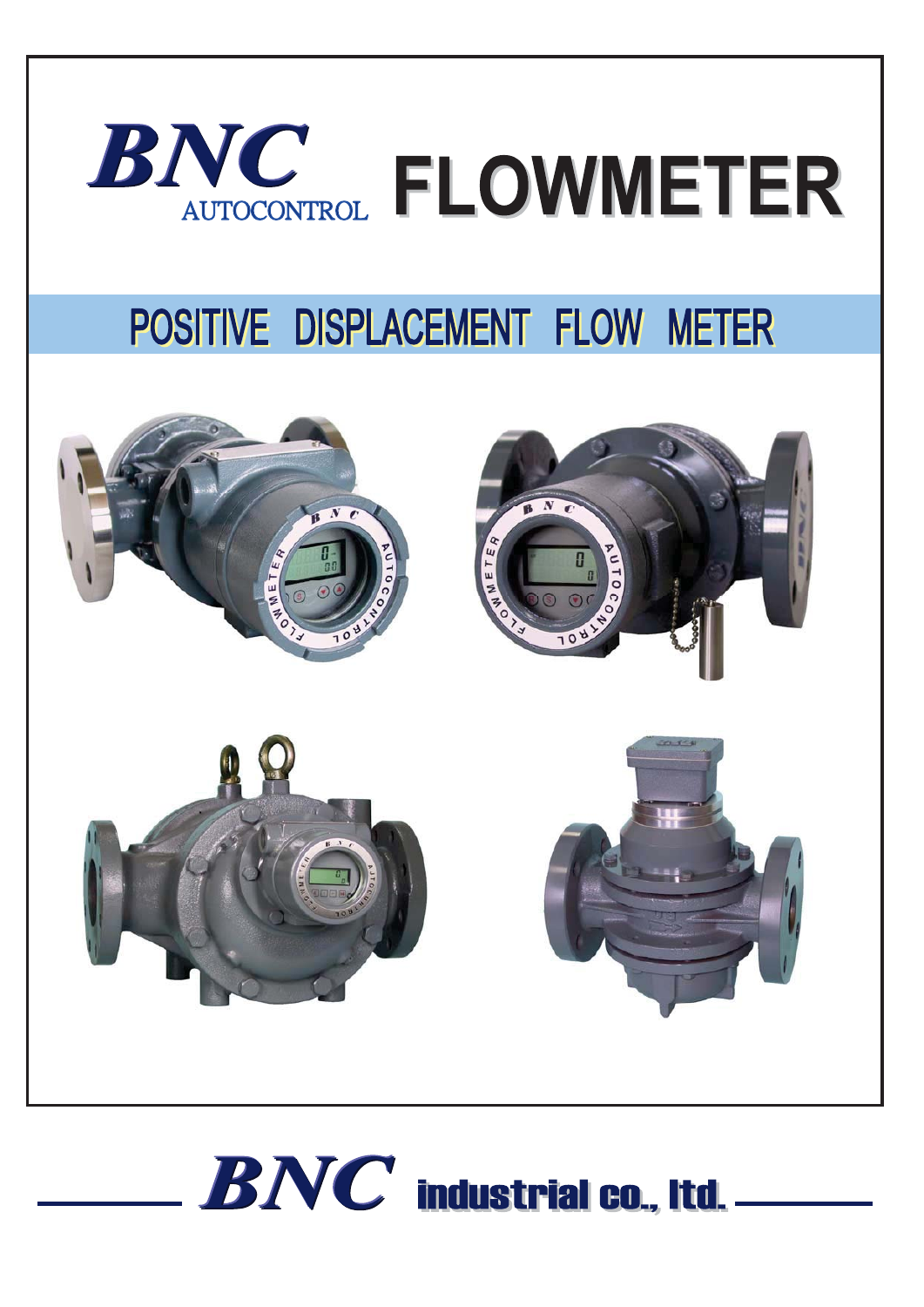# BNC AUTOCONTROL FLOWMETER

## POSITIVE DISPLACEMENT FLOW METER

**BNC industrial co., ltd.**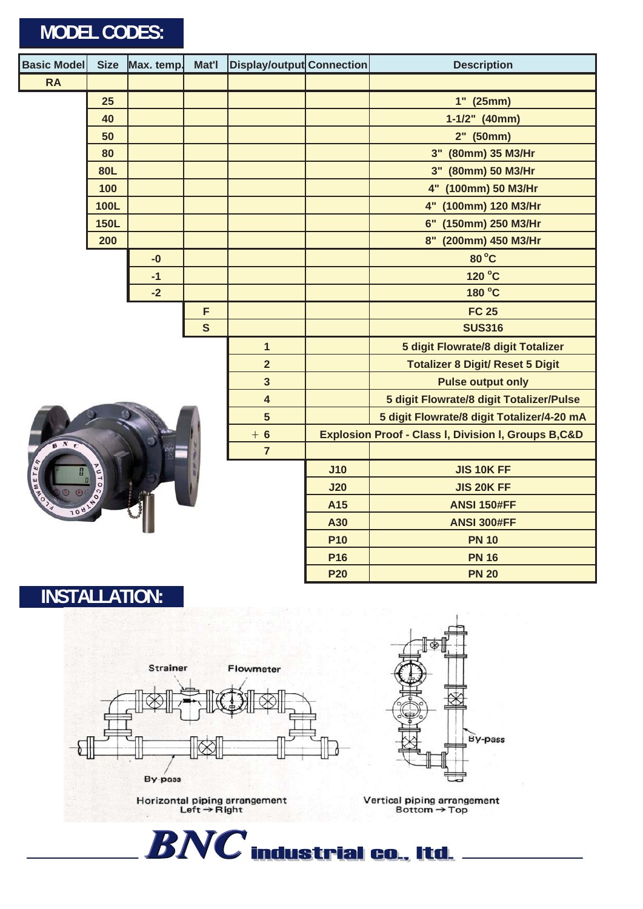## MODEL CODES:

| Basic Model | Size | Max. temp. | Mat'l | Display/output | Connection | Description |
|---|---|---|---|---|---|---|
| RA | | | | | | |
| | 25 | | | | | 1" (25mm) |
| | 40 | | | | | 1-1/2" (40mm) |
| | 50 | | | | | 2" (50mm) |
| | 80 | | | | | 3" (80mm) 35 M3/Hr |
| | 80L | | | | | 3" (80mm) 50 M3/Hr |
| | 100 | | | | | 4" (100mm) 50 M3/Hr |
| | 100L | | | | | 4" (100mm) 120 M3/Hr |
| | 150L | | | | | 6" (150mm) 250 M3/Hr |
| | 200 | | | | | 8" (200mm) 450 M3/Hr |
| | | -0 | | | | 80 °C |
| | | -1 | | | | 120 °C |
| | | -2 | | | | 180 °C |
| | | | F | | | FC 25 |
| | | | S | | | SUS316 |
| | | | | 1 | | 5 digit Flowrate/8 digit Totalizer |
| | | | | 2 | | Totalizer 8 Digit/ Reset 5 Digit |
| | | | | 3 | | Pulse output only |
| | | | | 4 | | 5 digit Flowrate/8 digit Totalizer/Pulse |
| | | | | 5 | | 5 digit Flowrate/8 digit Totalizer/4-20 mA |
| | | | | + 6 | Explosion Proof - Class I, Division I, Groups B,C&D | |
| | | | | 7 | | |
| | | | | | J10 | JIS 10K FF |
| | | | | | J20 | JIS 20K FF |
| | | | | | A15 | ANSI 150#FF |
| | | | | | A30 | ANSI 300#FF |
| | | | | | P10 | PN 10 |
| | | | | | P16 | PN 16 |
| | | | | | P20 | PN 20 |

## INSTALLATION:

Strainer — Flowmeter — By-pass

Horizontal piping arrangement
Left → Right

By-pass

Vertical piping arrangement
Bottom → Top

**BNC industrial co., ltd.**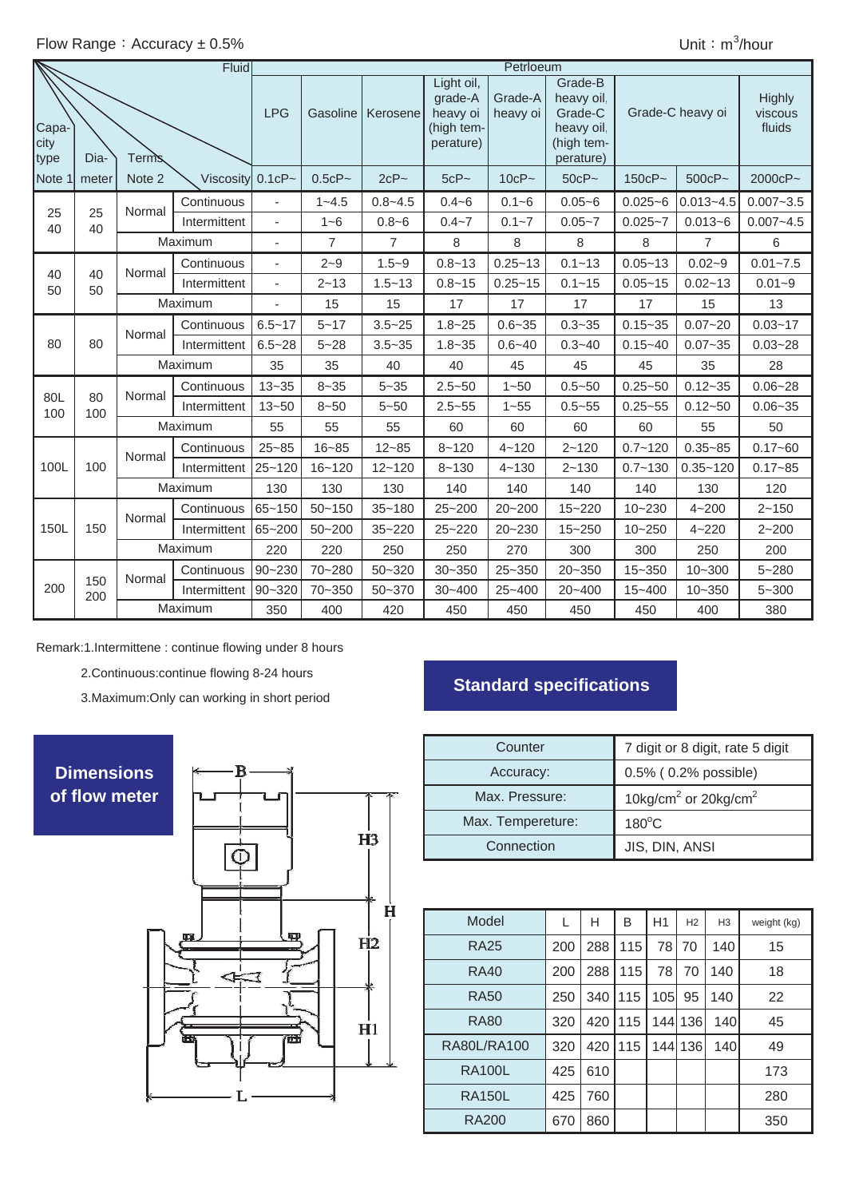Flow Range：Accuracy ± 0.5%

Unit：$m^3$/hour

| Capacity type (Note 1) | Diameter | Terms (Note 2) | | LPG | Gasoline | Kerosene | Light oil, grade-A heavy oi (high temperature) | Grade-A heavy oi | Grade-B heavy oil, Grade-C heavy oil, (high temperature) | Grade-C heavy oi | | Highly viscous fluids |
|---|---|---|---|---|---|---|---|---|---|---|---|---|
| | | | Viscosity | 0.1cP~ | 0.5cP~ | 2cP~ | 5cP~ | 10cP~ | 50cP~ | 150cP~ | 500cP~ | 2000cP~ |
| 25 40 | 25 40 | Normal | Continuous | - | 1~4.5 | 0.8~4.5 | 0.4~6 | 0.1~6 | 0.05~6 | 0.025~6 | 0.013~4.5 | 0.007~3.5 |
| | | | Intermittent | - | 1~6 | 0.8~6 | 0.4~7 | 0.1~7 | 0.05~7 | 0.025~7 | 0.013~6 | 0.007~4.5 |
| | | Maximum | | - | 7 | 7 | 8 | 8 | 8 | 8 | 7 | 6 |
| 40 50 | 40 50 | Normal | Continuous | - | 2~9 | 1.5~9 | 0.8~13 | 0.25~13 | 0.1~13 | 0.05~13 | 0.02~9 | 0.01~7.5 |
| | | | Intermittent | - | 2~13 | 1.5~13 | 0.8~15 | 0.25~15 | 0.1~15 | 0.05~15 | 0.02~13 | 0.01~9 |
| | | Maximum | | - | 15 | 15 | 17 | 17 | 17 | 17 | 15 | 13 |
| 80 | 80 | Normal | Continuous | 6.5~17 | 5~17 | 3.5~25 | 1.8~25 | 0.6~35 | 0.3~35 | 0.15~35 | 0.07~20 | 0.03~17 |
| | | | Intermittent | 6.5~28 | 5~28 | 3.5~35 | 1.8~35 | 0.6~40 | 0.3~40 | 0.15~40 | 0.07~35 | 0.03~28 |
| | | Maximum | | 35 | 35 | 40 | 40 | 45 | 45 | 45 | 35 | 28 |
| 80L 100 | 80 100 | Normal | Continuous | 13~35 | 8~35 | 5~35 | 2.5~50 | 1~50 | 0.5~50 | 0.25~50 | 0.12~35 | 0.06~28 |
| | | | Intermittent | 13~50 | 8~50 | 5~50 | 2.5~55 | 1~55 | 0.5~55 | 0.25~55 | 0.12~50 | 0.06~35 |
| | | Maximum | | 55 | 55 | 55 | 60 | 60 | 60 | 60 | 55 | 50 |
| 100L | 100 | Normal | Continuous | 25~85 | 16~85 | 12~85 | 8~120 | 4~120 | 2~120 | 0.7~120 | 0.35~85 | 0.17~60 |
| | | | Intermittent | 25~120 | 16~120 | 12~120 | 8~130 | 4~130 | 2~130 | 0.7~130 | 0.35~120 | 0.17~85 |
| | | Maximum | | 130 | 130 | 130 | 140 | 140 | 140 | 140 | 130 | 120 |
| 150L | 150 | Normal | Continuous | 65~150 | 50~150 | 35~180 | 25~200 | 20~200 | 15~220 | 10~230 | 4~200 | 2~150 |
| | | | Intermittent | 65~200 | 50~200 | 35~220 | 25~220 | 20~230 | 15~250 | 10~250 | 4~220 | 2~200 |
| | | Maximum | | 220 | 220 | 250 | 250 | 270 | 300 | 300 | 250 | 200 |
| 200 | 150 200 | Normal | Continuous | 90~230 | 70~280 | 50~320 | 30~350 | 25~350 | 20~350 | 15~350 | 10~300 | 5~280 |
| | | | Intermittent | 90~320 | 70~350 | 50~370 | 30~400 | 25~400 | 20~400 | 15~400 | 10~350 | 5~300 |
| | | Maximum | | 350 | 400 | 420 | 450 | 450 | 450 | 450 | 400 | 380 |

Fluid: Petrloeum

Remark:1.Intermittene : continue flowing under 8 hours

2.Continuous:continue flowing 8-24 hours

3.Maximum:Only can working in short period

## Standard specifications

| Counter | 7 digit or 8 digit, rate 5 digit |
|---|---|
| Accuracy: | 0.5% ( 0.2% possible) |
| Max. Pressure: | 10kg/cm$^2$ or 20kg/cm$^2$ |
| Max. Tempereture: | 180°C |
| Connection | JIS, DIN, ANSI |

## Dimensions of flow meter

| Model | L | H | B | H1 | H2 | H3 | weight (kg) |
|---|---|---|---|---|---|---|---|
| RA25 | 200 | 288 | 115 | 78 | 70 | 140 | 15 |
| RA40 | 200 | 288 | 115 | 78 | 70 | 140 | 18 |
| RA50 | 250 | 340 | 115 | 105 | 95 | 140 | 22 |
| RA80 | 320 | 420 | 115 | 144 | 136 | 140 | 45 |
| RA80L/RA100 | 320 | 420 | 115 | 144 | 136 | 140 | 49 |
| RA100L | 425 | 610 | | | | | 173 |
| RA150L | 425 | 760 | | | | | 280 |
| RA200 | 670 | 860 | | | | | 350 |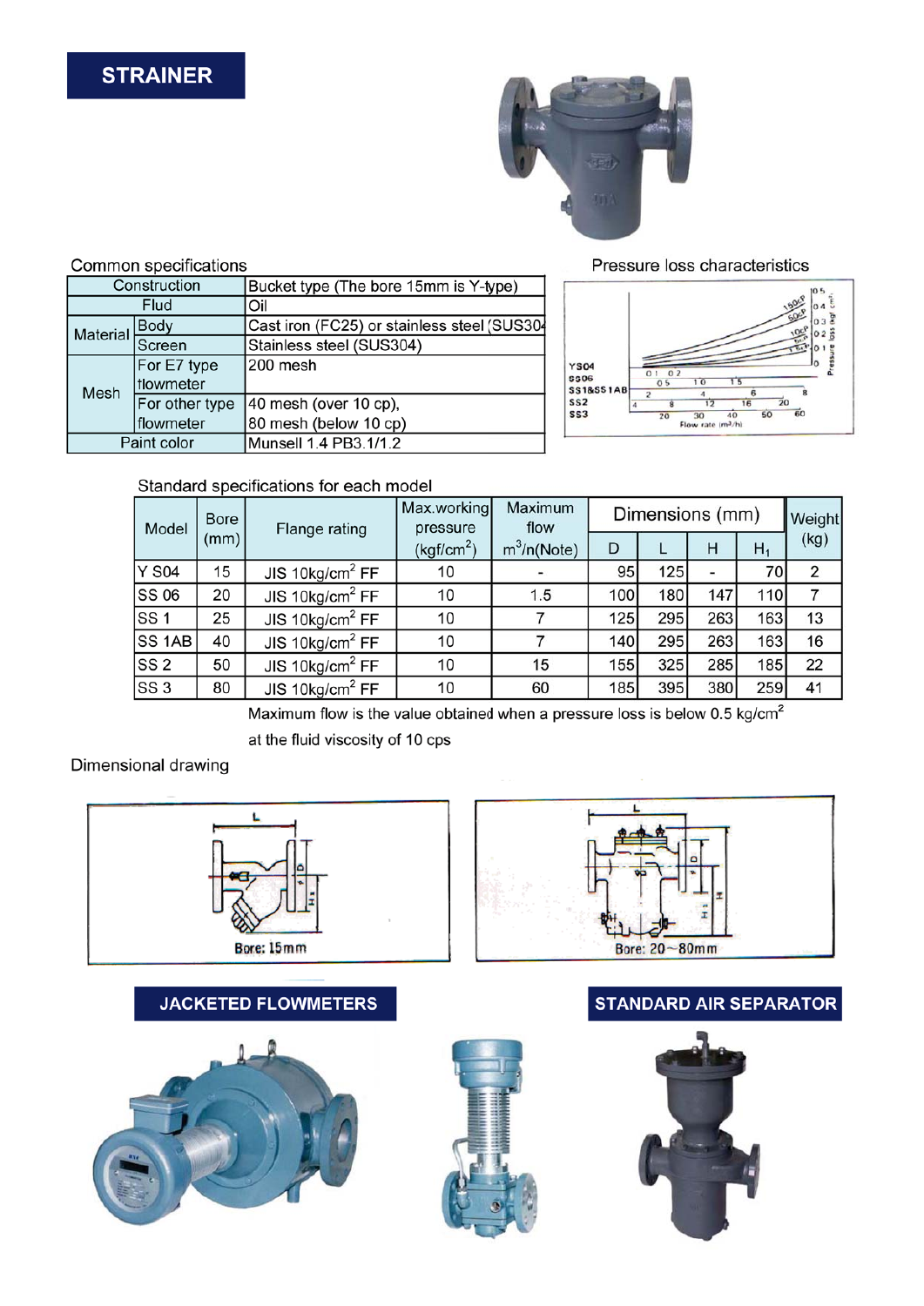# STRAINER

Common specifications

| | | |
|---|---|---|
| Construction | | Bucket type (The bore 15mm is Y-type) |
| Flud | | Oil |
| Material | Body | Cast iron (FC25) or stainless steel (SUS304 |
| | Screen | Stainless steel (SUS304) |
| Mesh | For E7 type flowmeter | 200 mesh |
| | For other type flowmeter | 40 mesh (over 10 cp), 80 mesh (below 10 cp) |
| Paint color | | Munsell 1.4 PB3.1/1.2 |

Pressure loss characteristics

150cP
50cP
10cP
5cP
1.5cP
0.5
0.4
0.3
0.2
0.1
0
Pressure loss (kgf/cm²)
YS04 0.1 0.2
SS06 0.5 1.0 1.5
SS1&SS1AB 2 4 6 8
SS2 4 8 12 16 20
SS3 20 30 40 50 60
Flow rate (m³/h)

Standard specifications for each model

| Model | Bore (mm) | Flange rating | Max.working pressure (kgf/cm²) | Maximum flow m³/n(Note) | Dimensions (mm) | | | | Weight (kg) |
|---|---|---|---|---|---|---|---|---|---|
| | | | | | D | L | H | $H_1$ | |
| Y S04 | 15 | JIS 10kg/cm² FF | 10 | - | 95 | 125 | - | 70 | 2 |
| SS 06 | 20 | JIS 10kg/cm² FF | 10 | 1.5 | 100 | 180 | 147 | 110 | 7 |
| SS 1 | 25 | JIS 10kg/cm² FF | 10 | 7 | 125 | 295 | 263 | 163 | 13 |
| SS 1AB | 40 | JIS 10kg/cm² FF | 10 | 7 | 140 | 295 | 263 | 163 | 16 |
| SS 2 | 50 | JIS 10kg/cm² FF | 10 | 15 | 155 | 325 | 285 | 185 | 22 |
| SS 3 | 80 | JIS 10kg/cm² FF | 10 | 60 | 185 | 395 | 380 | 259 | 41 |

Maximum flow is the value obtained when a pressure loss is below 0.5 kg/cm²

at the fluid viscosity of 10 cps

Dimensional drawing

L
D
$H_1$
Bore: 15mm

L
D
H
$H_1$
Bore: 20~80mm

## JACKETED FLOWMETERS

## STANDARD AIR SEPARATOR